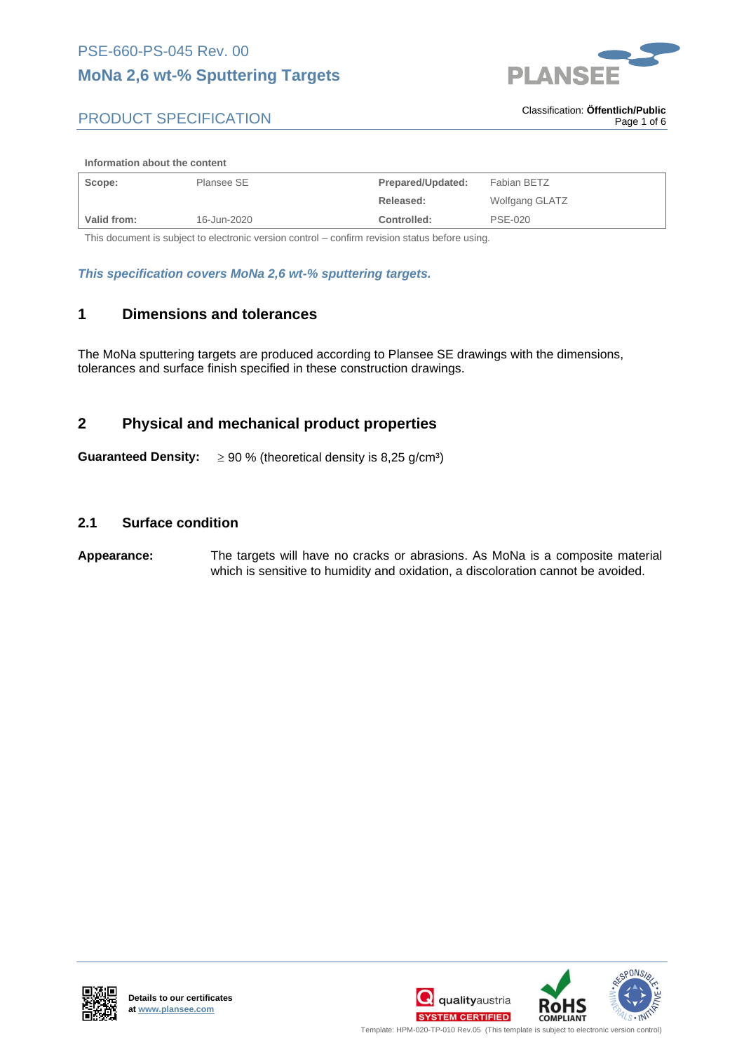PSE-660-PS-045 Rev. 00

# MoNa 2,6 wt-% Sputtering Targets

PRODUCT SPECIFICATION

Classification: **Öffentlich/Public**

**Information about the content**

| | | | |
|---|---|---|---|
| **Scope:** | Plansee SE | **Prepared/Updated:** | Fabian BETZ |
| | | **Released:** | Wolfgang GLATZ |
| **Valid from:** | 16-Jun-2020 | **Controlled:** | PSE-020 |

This document is subject to electronic version control – confirm revision status before using.

***This specification covers MoNa 2,6 wt-% sputtering targets.***

## 1 Dimensions and tolerances

The MoNa sputtering targets are produced according to Plansee SE drawings with the dimensions, tolerances and surface finish specified in these construction drawings.

## 2 Physical and mechanical product properties

**Guaranteed Density:** ≥ 90 % (theoretical density is 8,25 g/cm³)

### 2.1 Surface condition

**Appearance:** The targets will have no cracks or abrasions. As MoNa is a composite material which is sensitive to humidity and oxidation, a discoloration cannot be avoided.

**Details to our certificates at www.plansee.com**

Template: HPM-020-TP-010 Rev.05 (This template is subject to electronic version control)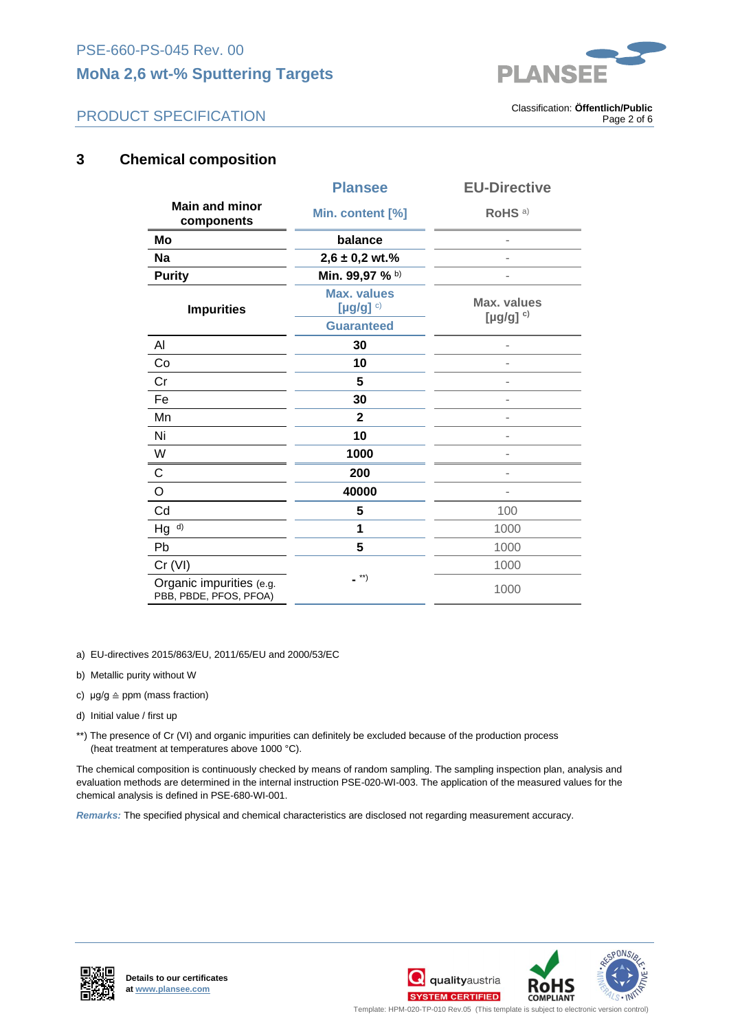## 3 Chemical composition

| Main and minor components | Plansee<br>Min. content [%] | EU-Directive<br>RoHS [a)] |
|---|---|---|
| **Mo** | **balance** | - |
| **Na** | **2,6 ± 0,2 wt.%** | - |
| **Purity** | **Min. 99,97 %** [b)] | - |
| **Impurities** | **Max. values [µg/g]** [c)]<br>**Guaranteed** | **Max. values [µg/g]** [c)] |
| Al | **30** | - |
| Co | **10** | - |
| Cr | **5** | - |
| Fe | **30** | - |
| Mn | **2** | - |
| Ni | **10** | - |
| W | **1000** | - |
| C | **200** | - |
| O | **40000** | - |
| Cd | **5** | 100 |
| Hg [d)] | **1** | 1000 |
| Pb | **5** | 1000 |
| Cr (VI) | **-** [**)] | 1000 |
| Organic impurities (e.g. PBB, PBDE, PFOS, PFOA) | | 1000 |

a) EU-directives 2015/863/EU, 2011/65/EU and 2000/53/EC

b) Metallic purity without W

c) µg/g ≙ ppm (mass fraction)

d) Initial value / first up

**) The presence of Cr (VI) and organic impurities can definitely be excluded because of the production process (heat treatment at temperatures above 1000 °C).

The chemical composition is continuously checked by means of random sampling. The sampling inspection plan, analysis and evaluation methods are determined in the internal instruction PSE-020-WI-003. The application of the measured values for the chemical analysis is defined in PSE-680-WI-001.

***Remarks:*** The specified physical and chemical characteristics are disclosed not regarding measurement accuracy.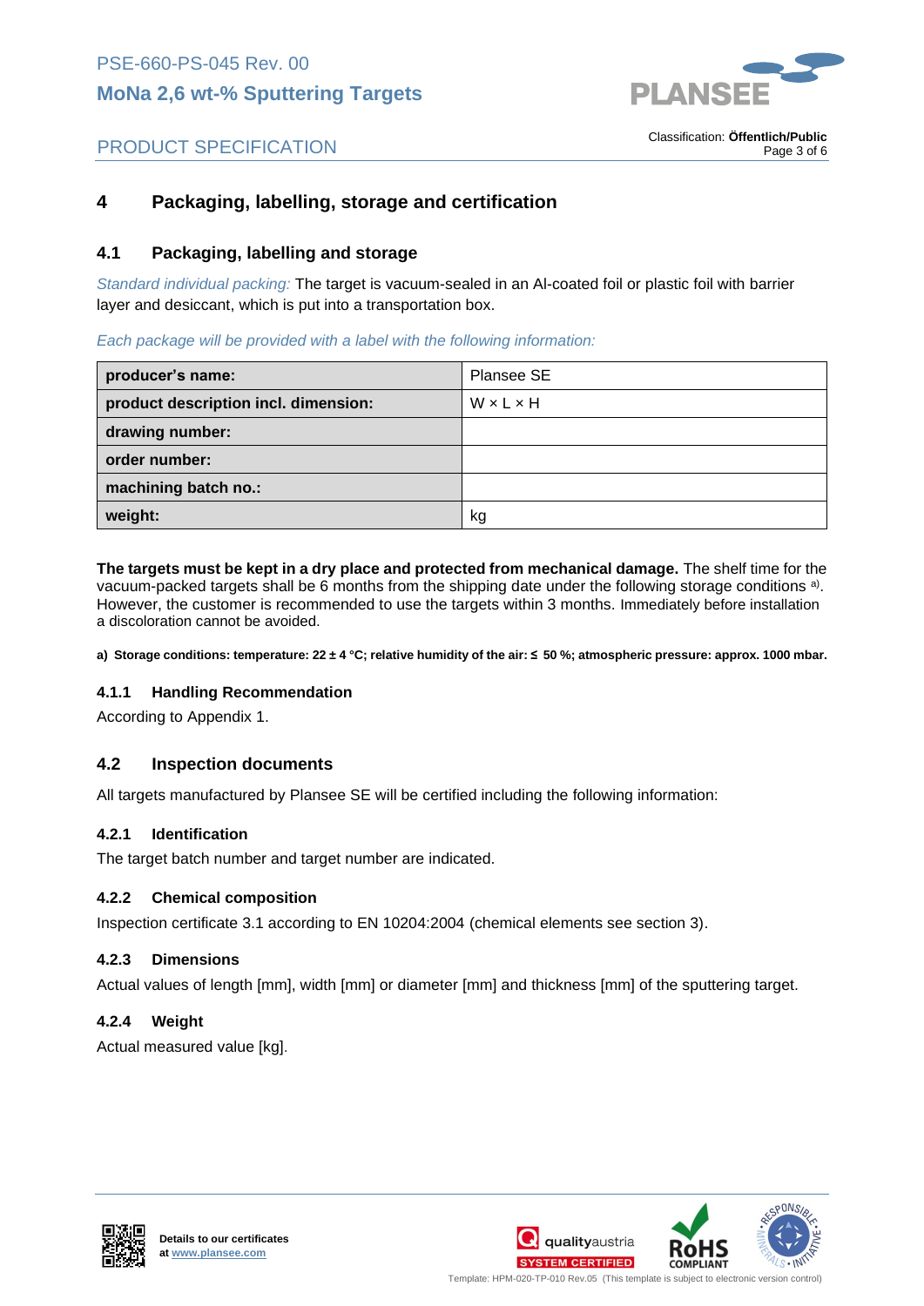# 4 Packaging, labelling, storage and certification

## 4.1 Packaging, labelling and storage

*Standard individual packing:* The target is vacuum-sealed in an Al-coated foil or plastic foil with barrier layer and desiccant, which is put into a transportation box.

*Each package will be provided with a label with the following information:*

| | |
|---|---|
| **producer's name:** | Plansee SE |
| **product description incl. dimension:** | W × L × H |
| **drawing number:** | |
| **order number:** | |
| **machining batch no.:** | |
| **weight:** | kg |

**The targets must be kept in a dry place and protected from mechanical damage.** The shelf time for the vacuum-packed targets shall be 6 months from the shipping date under the following storage conditions [a)]. However, the customer is recommended to use the targets within 3 months. Immediately before installation a discoloration cannot be avoided.

**a) Storage conditions: temperature: 22 ± 4 °C; relative humidity of the air: ≤ 50 %; atmospheric pressure: approx. 1000 mbar.**

### 4.1.1 Handling Recommendation

According to Appendix 1.

## 4.2 Inspection documents

All targets manufactured by Plansee SE will be certified including the following information:

### 4.2.1 Identification

The target batch number and target number are indicated.

### 4.2.2 Chemical composition

Inspection certificate 3.1 according to EN 10204:2004 (chemical elements see section 3).

### 4.2.3 Dimensions

Actual values of length [mm], width [mm] or diameter [mm] and thickness [mm] of the sputtering target.

### 4.2.4 Weight

Actual measured value [kg].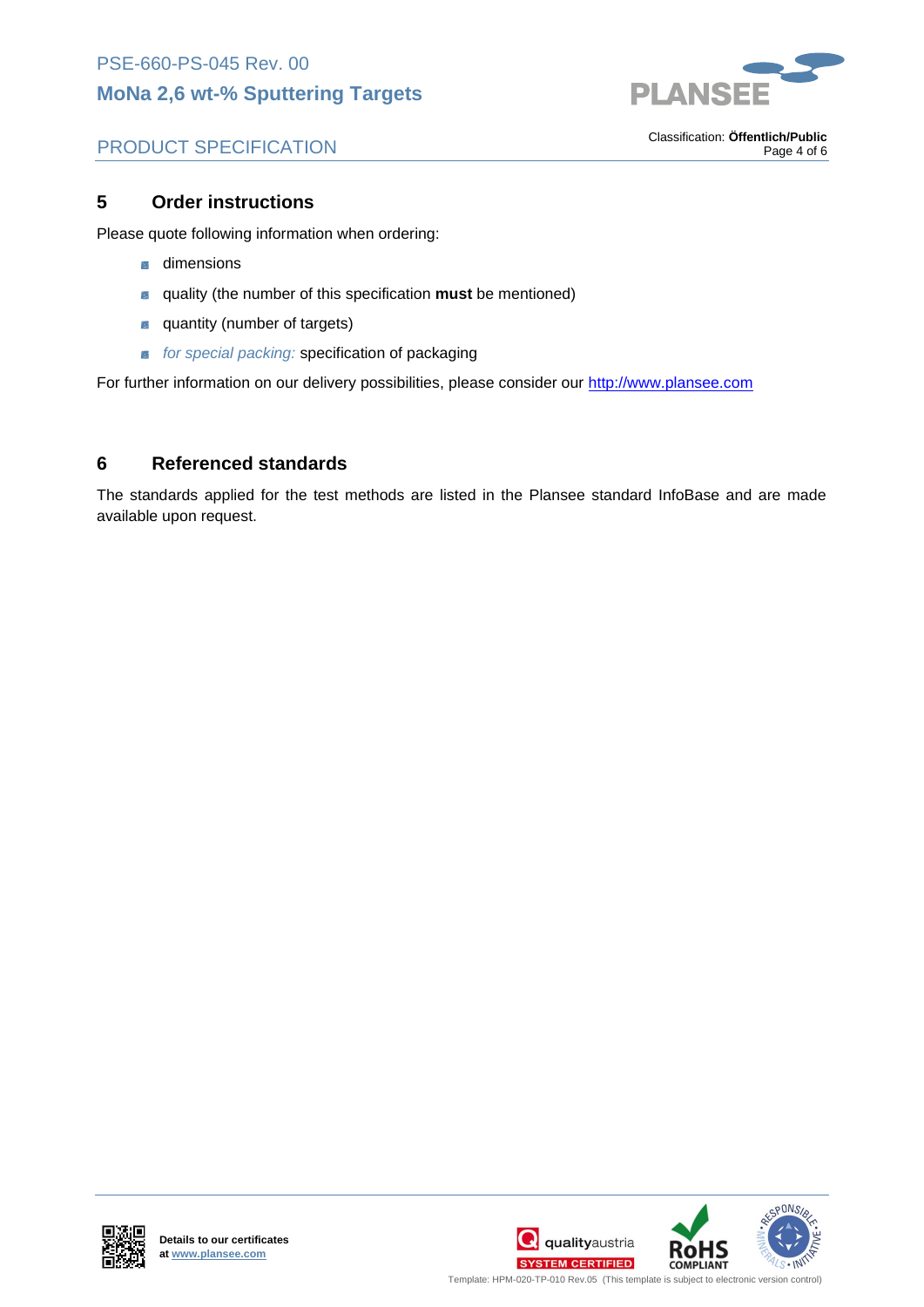## 5 Order instructions

Please quote following information when ordering:

- dimensions
- quality (the number of this specification **must** be mentioned)
- quantity (number of targets)
- *for special packing:* specification of packaging

For further information on our delivery possibilities, please consider our http://www.plansee.com

## 6 Referenced standards

The standards applied for the test methods are listed in the Plansee standard InfoBase and are made available upon request.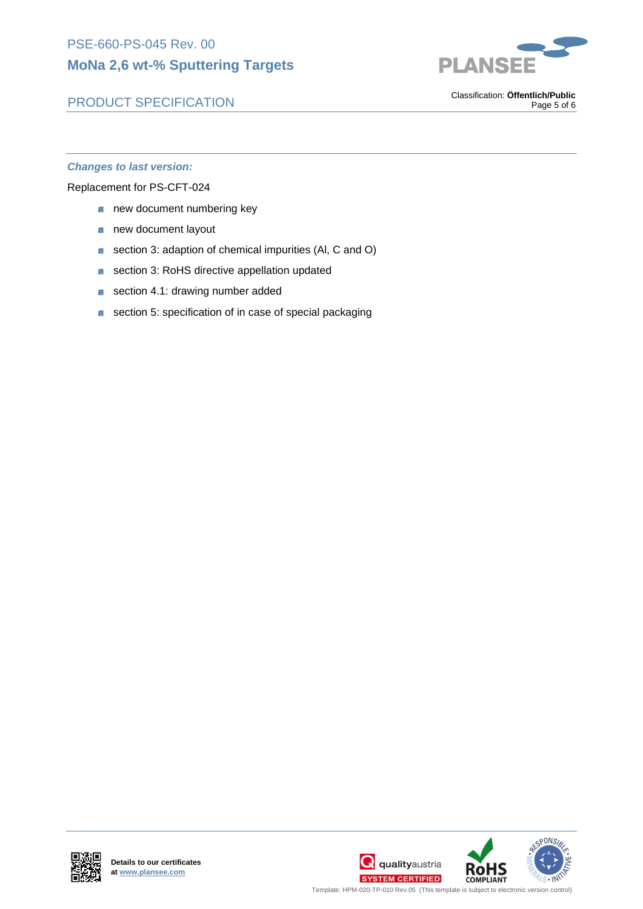***Changes to last version:***

Replacement for PS-CFT-024

- new document numbering key
- new document layout
- section 3: adaption of chemical impurities (Al, C and O)
- section 3: RoHS directive appellation updated
- section 4.1: drawing number added
- section 5: specification of in case of special packaging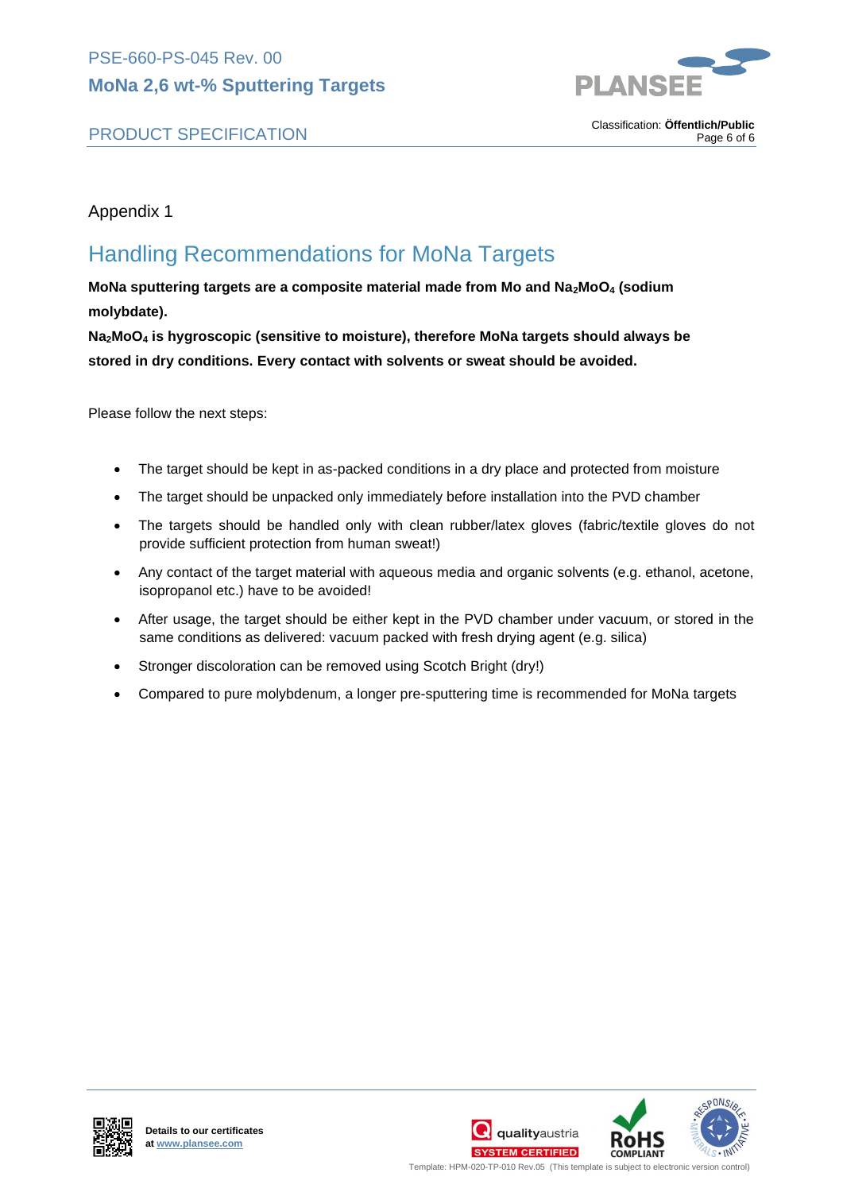Appendix 1

# Handling Recommendations for MoNa Targets

**MoNa sputtering targets are a composite material made from Mo and $Na_2MoO_4$ (sodium molybdate).**
**$Na_2MoO_4$ is hygroscopic (sensitive to moisture), therefore MoNa targets should always be stored in dry conditions. Every contact with solvents or sweat should be avoided.**

Please follow the next steps:

- The target should be kept in as-packed conditions in a dry place and protected from moisture
- The target should be unpacked only immediately before installation into the PVD chamber
- The targets should be handled only with clean rubber/latex gloves (fabric/textile gloves do not provide sufficient protection from human sweat!)
- Any contact of the target material with aqueous media and organic solvents (e.g. ethanol, acetone, isopropanol etc.) have to be avoided!
- After usage, the target should be either kept in the PVD chamber under vacuum, or stored in the same conditions as delivered: vacuum packed with fresh drying agent (e.g. silica)
- Stronger discoloration can be removed using Scotch Bright (dry!)
- Compared to pure molybdenum, a longer pre-sputtering time is recommended for MoNa targets